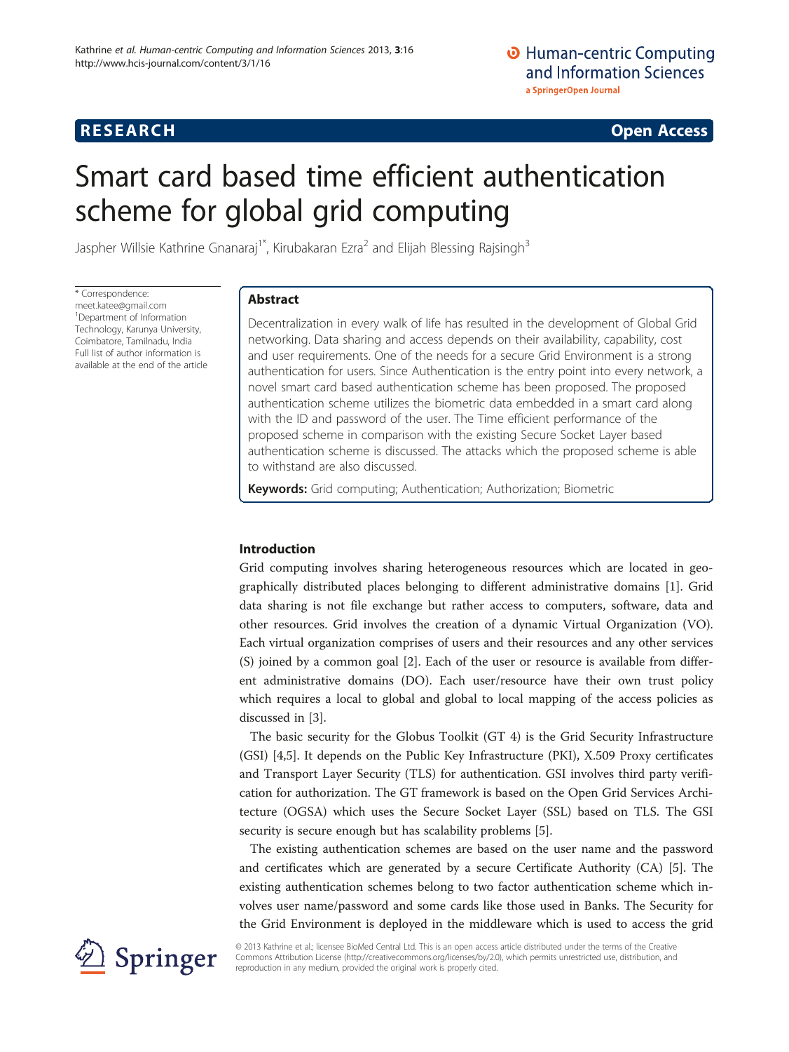RESEARCH Open Access

# Smart card based time efficient authentication scheme for global grid computing

Jaspher Willsie Kathrine Gnanaraj[1*], Kirubakaran Ezra[2] and Elijah Blessing Rajsingh[3]

\* Correspondence: meet.katee@gmail.com
[1]Department of Information Technology, Karunya University, Coimbatore, Tamilnadu, India
Full list of author information is available at the end of the article

## Abstract

Decentralization in every walk of life has resulted in the development of Global Grid networking. Data sharing and access depends on their availability, capability, cost and user requirements. One of the needs for a secure Grid Environment is a strong authentication for users. Since Authentication is the entry point into every network, a novel smart card based authentication scheme has been proposed. The proposed authentication scheme utilizes the biometric data embedded in a smart card along with the ID and password of the user. The Time efficient performance of the proposed scheme in comparison with the existing Secure Socket Layer based authentication scheme is discussed. The attacks which the proposed scheme is able to withstand are also discussed.

**Keywords:** Grid computing; Authentication; Authorization; Biometric

## Introduction

Grid computing involves sharing heterogeneous resources which are located in geographically distributed places belonging to different administrative domains [1]. Grid data sharing is not file exchange but rather access to computers, software, data and other resources. Grid involves the creation of a dynamic Virtual Organization (VO). Each virtual organization comprises of users and their resources and any other services (S) joined by a common goal [2]. Each of the user or resource is available from different administrative domains (DO). Each user/resource have their own trust policy which requires a local to global and global to local mapping of the access policies as discussed in [3].

The basic security for the Globus Toolkit (GT 4) is the Grid Security Infrastructure (GSI) [4,5]. It depends on the Public Key Infrastructure (PKI), X.509 Proxy certificates and Transport Layer Security (TLS) for authentication. GSI involves third party verification for authorization. The GT framework is based on the Open Grid Services Architecture (OGSA) which uses the Secure Socket Layer (SSL) based on TLS. The GSI security is secure enough but has scalability problems [5].

The existing authentication schemes are based on the user name and the password and certificates which are generated by a secure Certificate Authority (CA) [5]. The existing authentication schemes belong to two factor authentication scheme which involves user name/password and some cards like those used in Banks. The Security for the Grid Environment is deployed in the middleware which is used to access the grid

© 2013 Kathrine et al.; licensee BioMed Central Ltd. This is an open access article distributed under the terms of the Creative Commons Attribution License (http://creativecommons.org/licenses/by/2.0), which permits unrestricted use, distribution, and reproduction in any medium, provided the original work is properly cited.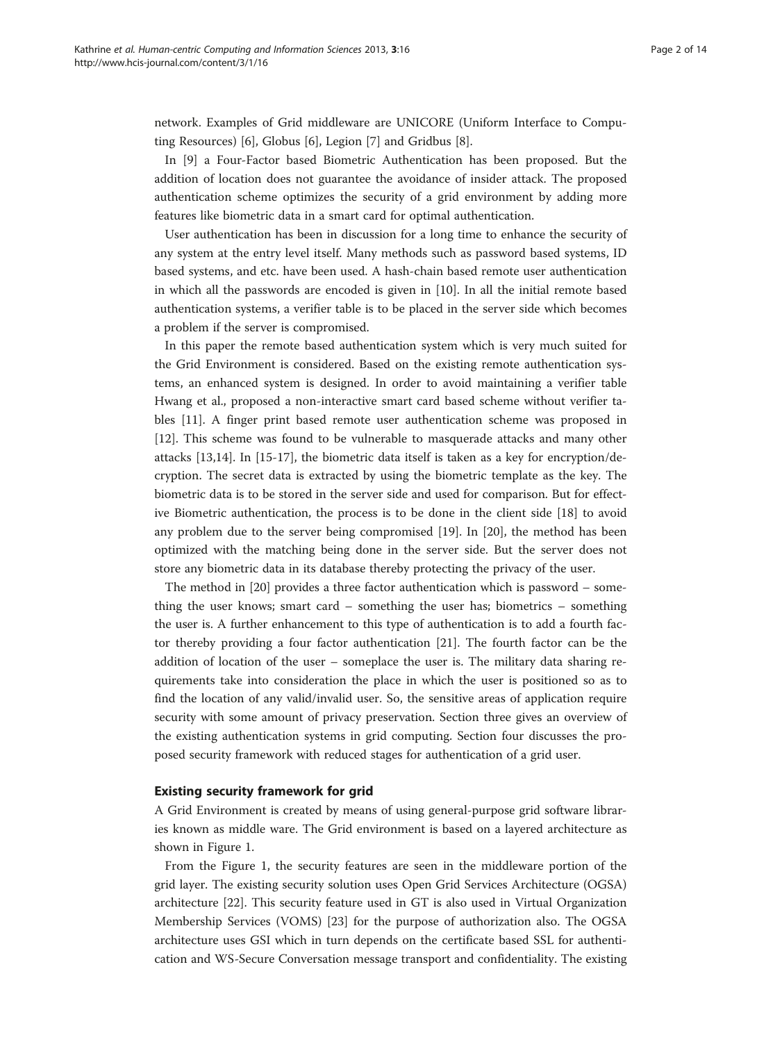network. Examples of Grid middleware are UNICORE (Uniform Interface to Computing Resources) [6], Globus [6], Legion [7] and Gridbus [8].

In [9] a Four-Factor based Biometric Authentication has been proposed. But the addition of location does not guarantee the avoidance of insider attack. The proposed authentication scheme optimizes the security of a grid environment by adding more features like biometric data in a smart card for optimal authentication.

User authentication has been in discussion for a long time to enhance the security of any system at the entry level itself. Many methods such as password based systems, ID based systems, and etc. have been used. A hash-chain based remote user authentication in which all the passwords are encoded is given in [10]. In all the initial remote based authentication systems, a verifier table is to be placed in the server side which becomes a problem if the server is compromised.

In this paper the remote based authentication system which is very much suited for the Grid Environment is considered. Based on the existing remote authentication systems, an enhanced system is designed. In order to avoid maintaining a verifier table Hwang et al., proposed a non-interactive smart card based scheme without verifier tables [11]. A finger print based remote user authentication scheme was proposed in [12]. This scheme was found to be vulnerable to masquerade attacks and many other attacks [13,14]. In [15-17], the biometric data itself is taken as a key for encryption/decryption. The secret data is extracted by using the biometric template as the key. The biometric data is to be stored in the server side and used for comparison. But for effective Biometric authentication, the process is to be done in the client side [18] to avoid any problem due to the server being compromised [19]. In [20], the method has been optimized with the matching being done in the server side. But the server does not store any biometric data in its database thereby protecting the privacy of the user.

The method in [20] provides a three factor authentication which is password – something the user knows; smart card – something the user has; biometrics – something the user is. A further enhancement to this type of authentication is to add a fourth factor thereby providing a four factor authentication [21]. The fourth factor can be the addition of location of the user – someplace the user is. The military data sharing requirements take into consideration the place in which the user is positioned so as to find the location of any valid/invalid user. So, the sensitive areas of application require security with some amount of privacy preservation. Section three gives an overview of the existing authentication systems in grid computing. Section four discusses the proposed security framework with reduced stages for authentication of a grid user.

## Existing security framework for grid

A Grid Environment is created by means of using general-purpose grid software libraries known as middle ware. The Grid environment is based on a layered architecture as shown in Figure 1.

From the Figure 1, the security features are seen in the middleware portion of the grid layer. The existing security solution uses Open Grid Services Architecture (OGSA) architecture [22]. This security feature used in GT is also used in Virtual Organization Membership Services (VOMS) [23] for the purpose of authorization also. The OGSA architecture uses GSI which in turn depends on the certificate based SSL for authentication and WS-Secure Conversation message transport and confidentiality. The existing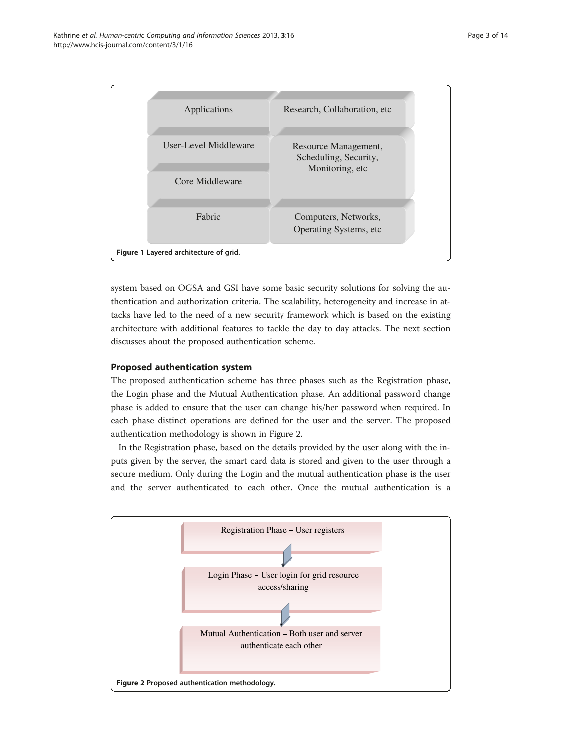| Applications | Research, Collaboration, etc |
| --- | --- |
| User-Level Middleware | Resource Management, Scheduling, Security, Monitoring, etc |
| Core Middleware | |
| Fabric | Computers, Networks, Operating Systems, etc |

**Figure 1** Layered architecture of grid.

system based on OGSA and GSI have some basic security solutions for solving the authentication and authorization criteria. The scalability, heterogeneity and increase in attacks have led to the need of a new security framework which is based on the existing architecture with additional features to tackle the day to day attacks. The next section discusses about the proposed authentication scheme.

## Proposed authentication system

The proposed authentication scheme has three phases such as the Registration phase, the Login phase and the Mutual Authentication phase. An additional password change phase is added to ensure that the user can change his/her password when required. In each phase distinct operations are defined for the user and the server. The proposed authentication methodology is shown in Figure 2.

In the Registration phase, based on the details provided by the user along with the inputs given by the server, the smart card data is stored and given to the user through a secure medium. Only during the Login and the mutual authentication phase is the user and the server authenticated to each other. Once the mutual authentication is a

Registration Phase – User registers

↓

Login Phase – User login for grid resource access/sharing

↓

Mutual Authentication – Both user and server authenticate each other

**Figure 2** Proposed authentication methodology.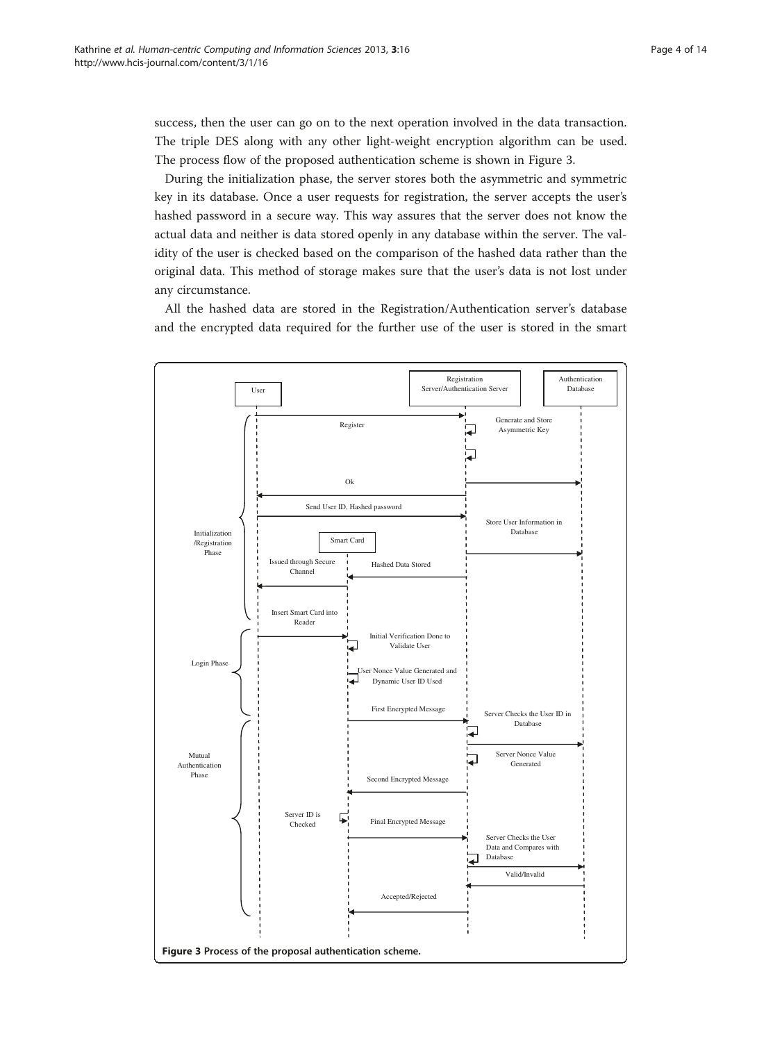success, then the user can go on to the next operation involved in the data transaction. The triple DES along with any other light-weight encryption algorithm can be used. The process flow of the proposed authentication scheme is shown in Figure 3.

During the initialization phase, the server stores both the asymmetric and symmetric key in its database. Once a user requests for registration, the server accepts the user's hashed password in a secure way. This way assures that the server does not know the actual data and neither is data stored openly in any database within the server. The validity of the user is checked based on the comparison of the hashed data rather than the original data. This method of storage makes sure that the user's data is not lost under any circumstance.

All the hashed data are stored in the Registration/Authentication server's database and the encrypted data required for the further use of the user is stored in the smart

**Figure 3** Process of the proposal authentication scheme.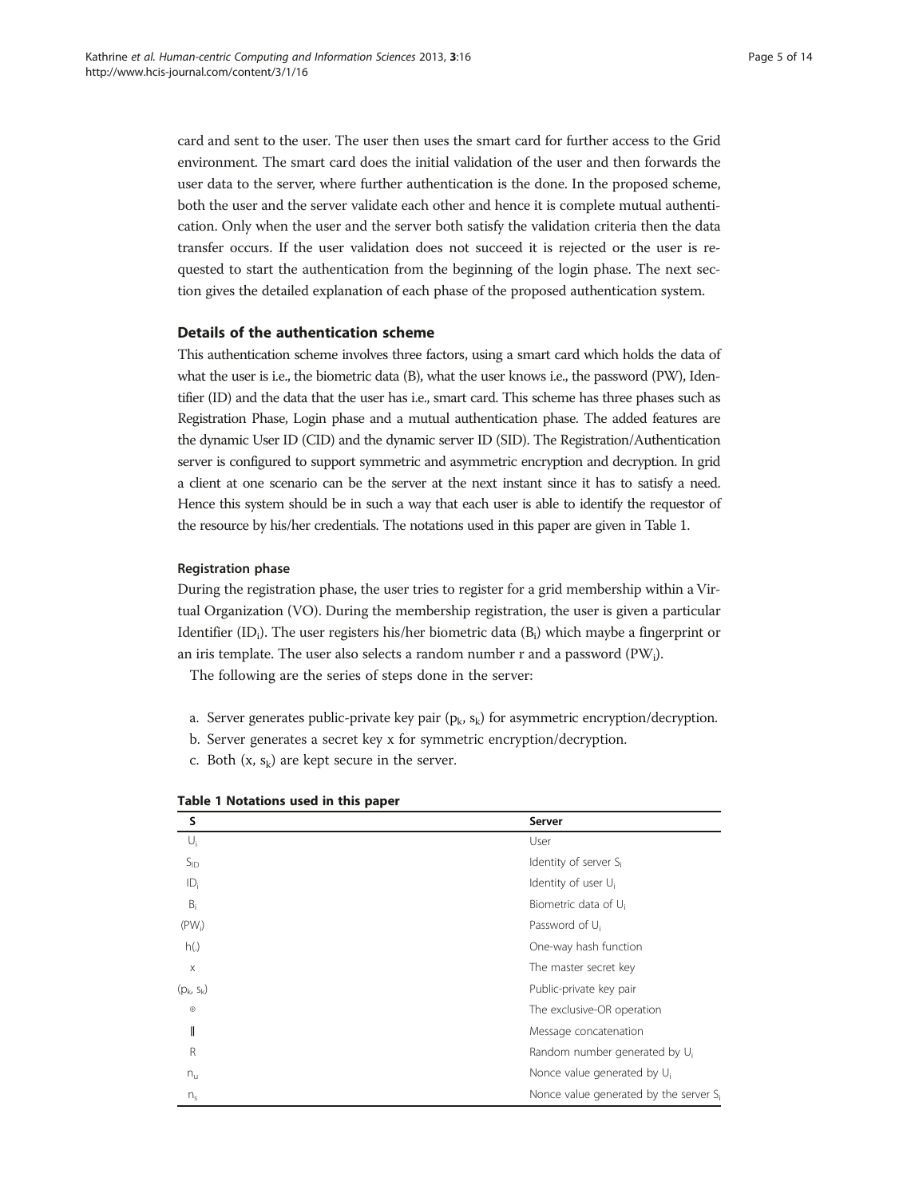card and sent to the user. The user then uses the smart card for further access to the Grid environment. The smart card does the initial validation of the user and then forwards the user data to the server, where further authentication is the done. In the proposed scheme, both the user and the server validate each other and hence it is complete mutual authentication. Only when the user and the server both satisfy the validation criteria then the data transfer occurs. If the user validation does not succeed it is rejected or the user is requested to start the authentication from the beginning of the login phase. The next section gives the detailed explanation of each phase of the proposed authentication system.

## Details of the authentication scheme

This authentication scheme involves three factors, using a smart card which holds the data of what the user is i.e., the biometric data (B), what the user knows i.e., the password (PW), Identifier (ID) and the data that the user has i.e., smart card. This scheme has three phases such as Registration Phase, Login phase and a mutual authentication phase. The added features are the dynamic User ID (CID) and the dynamic server ID (SID). The Registration/Authentication server is configured to support symmetric and asymmetric encryption and decryption. In grid a client at one scenario can be the server at the next instant since it has to satisfy a need. Hence this system should be in such a way that each user is able to identify the requestor of the resource by his/her credentials. The notations used in this paper are given in Table 1.

### Registration phase

During the registration phase, the user tries to register for a grid membership within a Virtual Organization (VO). During the membership registration, the user is given a particular Identifier ($ID_i$). The user registers his/her biometric data ($B_i$) which maybe a fingerprint or an iris template. The user also selects a random number r and a password ($PW_i$).

The following are the series of steps done in the server:

a. Server generates public-private key pair ($p_k$, $s_k$) for asymmetric encryption/decryption.
b. Server generates a secret key x for symmetric encryption/decryption.
c. Both (x, $s_k$) are kept secure in the server.

**Table 1 Notations used in this paper**

| S | Server |
|---|---|
| $U_i$ | User |
| $S_{ID}$ | Identity of server $S_i$ |
| $ID_i$ | Identity of user $U_i$ |
| $B_i$ | Biometric data of $U_i$ |
| ($PW_i$) | Password of $U_i$ |
| h(.) | One-way hash function |
| x | The master secret key |
| ($p_k$, $s_k$) | Public-private key pair |
| $\oplus$ | The exclusive-OR operation |
| ‖ | Message concatenation |
| R | Random number generated by $U_i$ |
| $n_u$ | Nonce value generated by $U_i$ |
| $n_s$ | Nonce value generated by the server $S_i$ |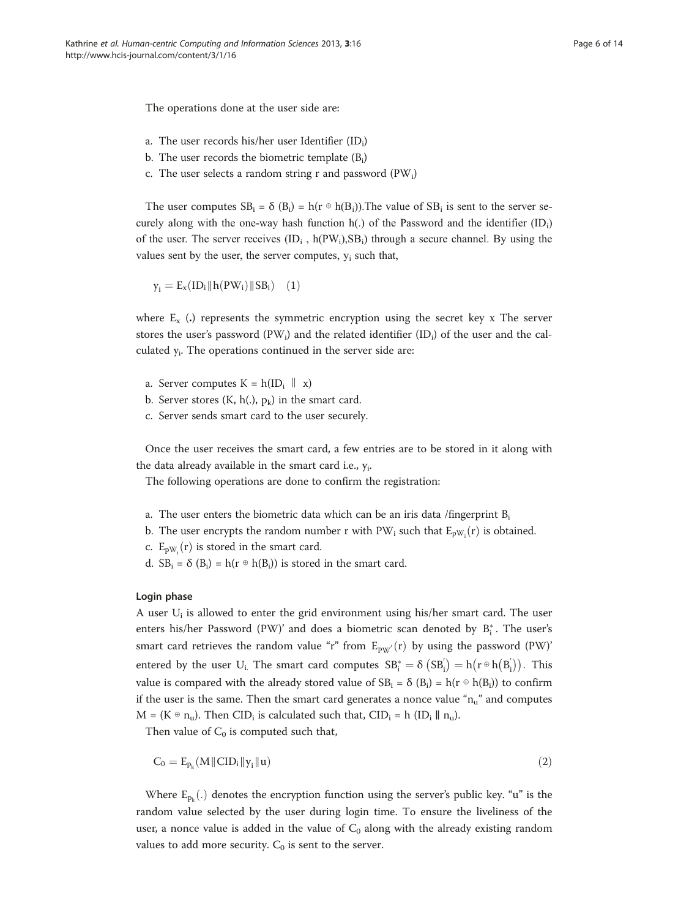The operations done at the user side are:

a. The user records his/her user Identifier ($ID_i$)
b. The user records the biometric template ($B_i$)
c. The user selects a random string r and password ($PW_i$)

The user computes $SB_i = \delta(B_i) = h(r \oplus h(B_i))$.The value of $SB_i$ is sent to the server securely along with the one-way hash function h(.) of the Password and the identifier ($ID_i$) of the user. The server receives ($ID_i$ , $h(PW_i)$,$SB_i$) through a secure channel. By using the values sent by the user, the server computes, $y_i$ such that,

$$y_i = E_x(ID_i \| h(PW_i) \| SB_i) \quad (1)$$

where $E_x$ (.) represents the symmetric encryption using the secret key x The server stores the user's password ($PW_i$) and the related identifier ($ID_i$) of the user and the calculated $y_i$. The operations continued in the server side are:

a. Server computes $K = h(ID_i \| x)$
b. Server stores (K, h(.), $p_k$) in the smart card.
c. Server sends smart card to the user securely.

Once the user receives the smart card, a few entries are to be stored in it along with the data already available in the smart card i.e., $y_i$.

The following operations are done to confirm the registration:

a. The user enters the biometric data which can be an iris data /fingerprint $B_i$
b. The user encrypts the random number r with $PW_i$ such that $E_{PW_i}(r)$ is obtained.
c. $E_{PW_i}(r)$ is stored in the smart card.
d. $SB_i = \delta(B_i) = h(r \oplus h(B_i))$ is stored in the smart card.

#### Login phase

A user $U_i$ is allowed to enter the grid environment using his/her smart card. The user enters his/her Password (PW)' and does a biometric scan denoted by $B_i^*$. The user's smart card retrieves the random value "r" from $E_{PW'}(r)$ by using the password (PW)' entered by the user $U_i$. The smart card computes $SB_i^* = \delta\left(SB_i^{'}\right) = h\left(r \oplus h\left(B_i^{'}\right)\right)$. This value is compared with the already stored value of $SB_i = \delta(B_i) = h(r \oplus h(B_i))$ to confirm if the user is the same. Then the smart card generates a nonce value "$n_u$" and computes $M = (K \oplus n_u)$. Then $CID_i$ is calculated such that, $CID_i = h(ID_i \| n_u)$.

Then value of $C_0$ is computed such that,

$$C_0 = E_{P_k}(M \| CID_i \| y_i \| u) \quad (2)$$

Where $E_{P_k}(.)$ denotes the encryption function using the server's public key. "u" is the random value selected by the user during login time. To ensure the liveliness of the user, a nonce value is added in the value of $C_0$ along with the already existing random values to add more security. $C_0$ is sent to the server.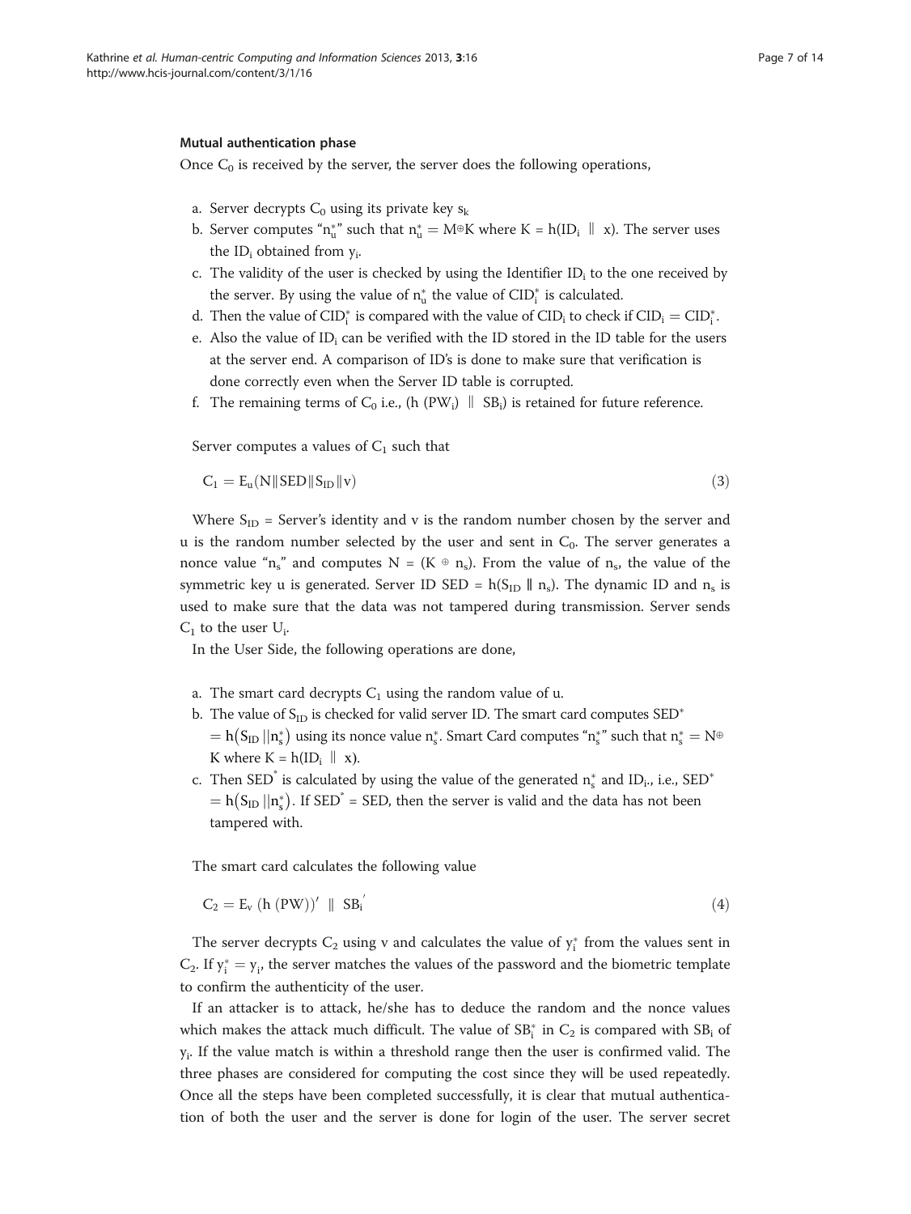#### Mutual authentication phase

Once $C_0$ is received by the server, the server does the following operations,

a. Server decrypts $C_0$ using its private key $s_k$
b. Server computes "$n_u^*$" such that $n_u^* = M \oplus K$ where $K = h(ID_i \parallel x)$. The server uses the $ID_i$ obtained from $y_i$.
c. The validity of the user is checked by using the Identifier $ID_i$ to the one received by the server. By using the value of $n_u^*$ the value of $CID_i^*$ is calculated.
d. Then the value of $CID_i^*$ is compared with the value of $CID_i$ to check if $CID_i = CID_i^*$.
e. Also the value of $ID_i$ can be verified with the ID stored in the ID table for the users at the server end. A comparison of ID's is done to make sure that verification is done correctly even when the Server ID table is corrupted.
f. The remaining terms of $C_0$ i.e., $(h(PW_i) \parallel SB_i)$ is retained for future reference.

Server computes a values of $C_1$ such that

$$C_1 = E_u(N \| SED \| S_{ID} \| v) \tag{3}$$

Where $S_{ID}$ = Server's identity and v is the random number chosen by the server and u is the random number selected by the user and sent in $C_0$. The server generates a nonce value "$n_s$" and computes $N = (K \oplus n_s)$. From the value of $n_s$, the value of the symmetric key u is generated. Server ID $SED = h(S_{ID} \| n_s)$. The dynamic ID and $n_s$ is used to make sure that the data was not tampered during transmission. Server sends $C_1$ to the user $U_i$.

In the User Side, the following operations are done,

a. The smart card decrypts $C_1$ using the random value of u.
b. The value of $S_{ID}$ is checked for valid server ID. The smart card computes $SED^* = h(S_{ID} \| n_s^*)$ using its nonce value $n_s^*$. Smart Card computes "$n_s^*$" such that $n_s^* = N \oplus K$ where $K = h(ID_i \parallel x)$.
c. Then $SED^*$ is calculated by using the value of the generated $n_s^*$ and $ID_i$., i.e., $SED^* = h(S_{ID} \| n_s^*)$. If $SED^* = SED$, then the server is valid and the data has not been tampered with.

The smart card calculates the following value

$$C_2 = E_v\ (h\ (PW))' \ \|\ SB_i' \tag{4}$$

The server decrypts $C_2$ using v and calculates the value of $y_i^*$ from the values sent in $C_2$. If $y_i^* = y_i$, the server matches the values of the password and the biometric template to confirm the authenticity of the user.

If an attacker is to attack, he/she has to deduce the random and the nonce values which makes the attack much difficult. The value of $SB_i^*$ in $C_2$ is compared with $SB_i$ of $y_i$. If the value match is within a threshold range then the user is confirmed valid. The three phases are considered for computing the cost since they will be used repeatedly. Once all the steps have been completed successfully, it is clear that mutual authentication of both the user and the server is done for login of the user. The server secret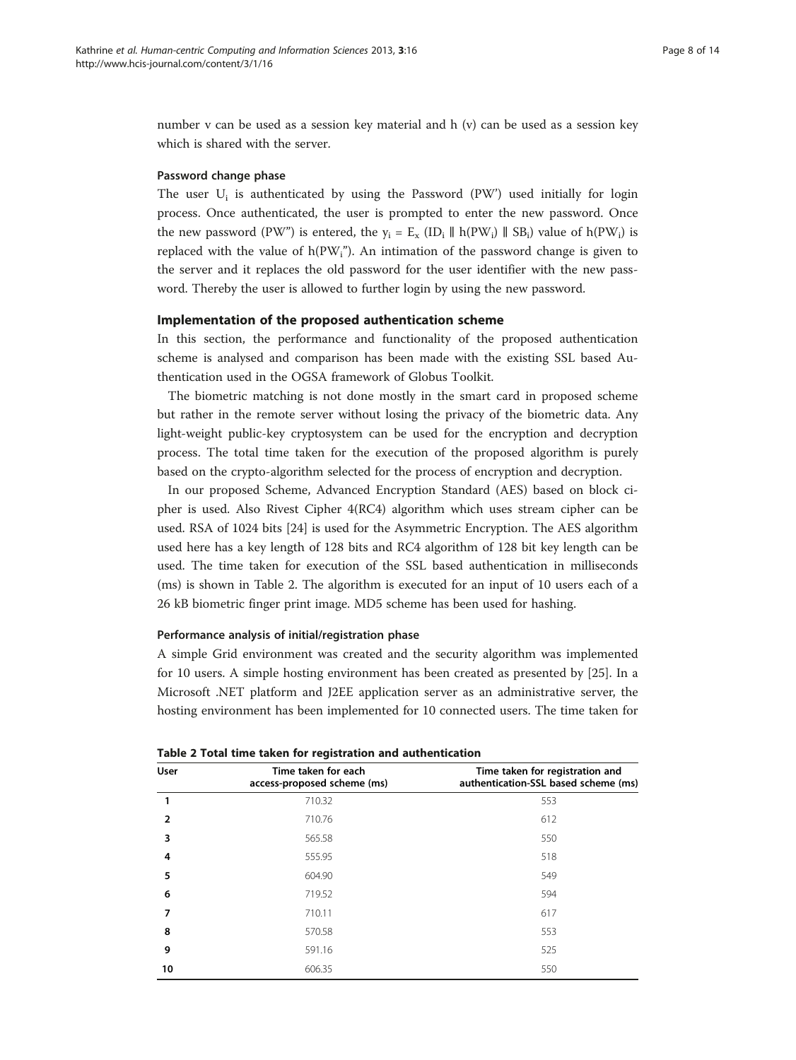number v can be used as a session key material and h (v) can be used as a session key which is shared with the server.

#### Password change phase

The user $U_i$ is authenticated by using the Password (PW') used initially for login process. Once authenticated, the user is prompted to enter the new password. Once the new password (PW") is entered, the $y_i = E_x (ID_i \| h(PW_i) \| SB_i)$ value of $h(PW_i)$ is replaced with the value of $h(PW_i'')$. An intimation of the password change is given to the server and it replaces the old password for the user identifier with the new password. Thereby the user is allowed to further login by using the new password.

### Implementation of the proposed authentication scheme

In this section, the performance and functionality of the proposed authentication scheme is analysed and comparison has been made with the existing SSL based Authentication used in the OGSA framework of Globus Toolkit.

The biometric matching is not done mostly in the smart card in proposed scheme but rather in the remote server without losing the privacy of the biometric data. Any light-weight public-key cryptosystem can be used for the encryption and decryption process. The total time taken for the execution of the proposed algorithm is purely based on the crypto-algorithm selected for the process of encryption and decryption.

In our proposed Scheme, Advanced Encryption Standard (AES) based on block cipher is used. Also Rivest Cipher 4(RC4) algorithm which uses stream cipher can be used. RSA of 1024 bits [24] is used for the Asymmetric Encryption. The AES algorithm used here has a key length of 128 bits and RC4 algorithm of 128 bit key length can be used. The time taken for execution of the SSL based authentication in milliseconds (ms) is shown in Table 2. The algorithm is executed for an input of 10 users each of a 26 kB biometric finger print image. MD5 scheme has been used for hashing.

#### Performance analysis of initial/registration phase

A simple Grid environment was created and the security algorithm was implemented for 10 users. A simple hosting environment has been created as presented by [25]. In a Microsoft .NET platform and J2EE application server as an administrative server, the hosting environment has been implemented for 10 connected users. The time taken for

**Table 2 Total time taken for registration and authentication**

| User | Time taken for each access-proposed scheme (ms) | Time taken for registration and authentication-SSL based scheme (ms) |
|---|---|---|
| 1 | 710.32 | 553 |
| 2 | 710.76 | 612 |
| 3 | 565.58 | 550 |
| 4 | 555.95 | 518 |
| 5 | 604.90 | 549 |
| 6 | 719.52 | 594 |
| 7 | 710.11 | 617 |
| 8 | 570.58 | 553 |
| 9 | 591.16 | 525 |
| 10 | 606.35 | 550 |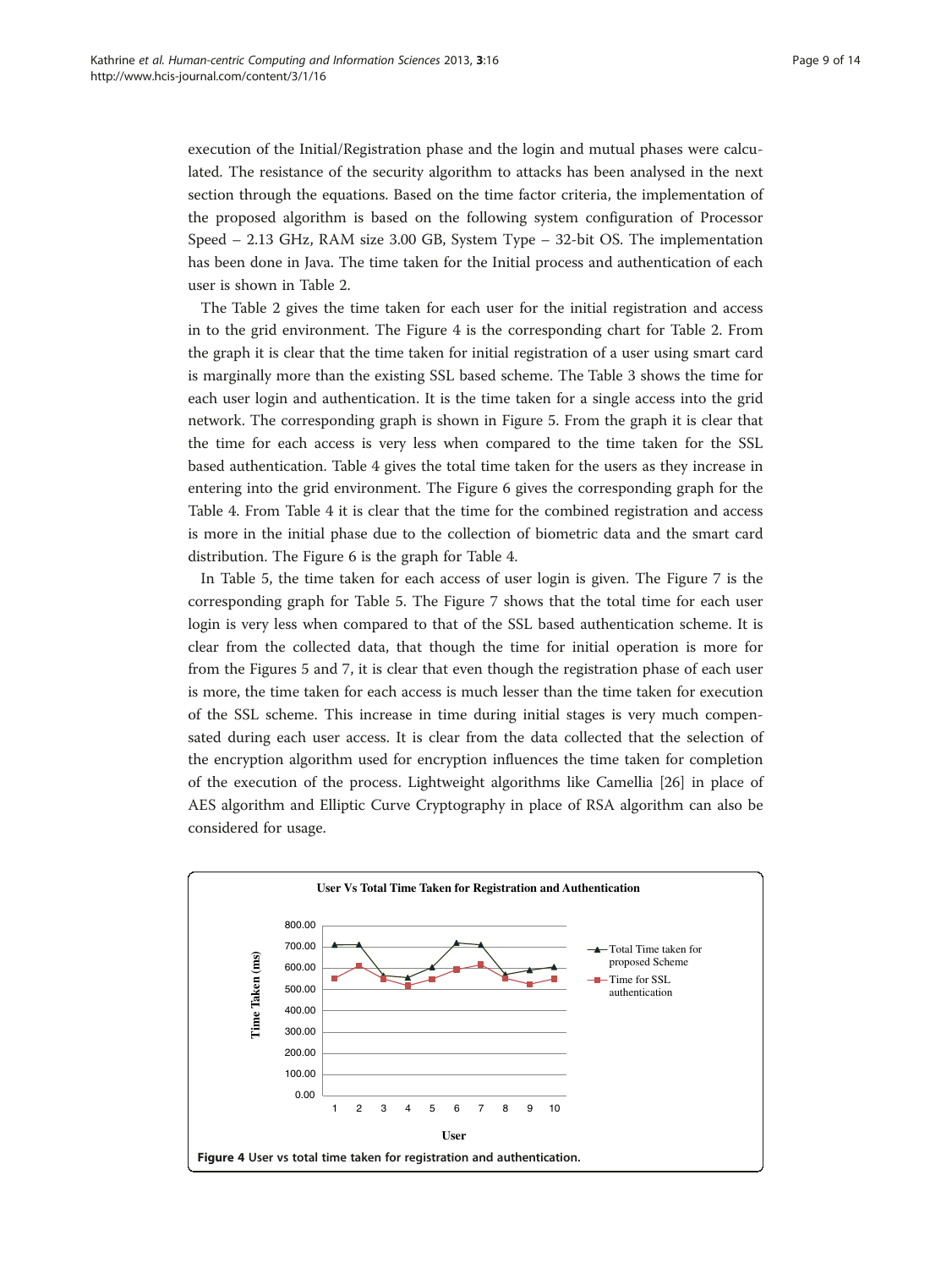execution of the Initial/Registration phase and the login and mutual phases were calculated. The resistance of the security algorithm to attacks has been analysed in the next section through the equations. Based on the time factor criteria, the implementation of the proposed algorithm is based on the following system configuration of Processor Speed – 2.13 GHz, RAM size 3.00 GB, System Type – 32-bit OS. The implementation has been done in Java. The time taken for the Initial process and authentication of each user is shown in Table 2.

The Table 2 gives the time taken for each user for the initial registration and access in to the grid environment. The Figure 4 is the corresponding chart for Table 2. From the graph it is clear that the time taken for initial registration of a user using smart card is marginally more than the existing SSL based scheme. The Table 3 shows the time for each user login and authentication. It is the time taken for a single access into the grid network. The corresponding graph is shown in Figure 5. From the graph it is clear that the time for each access is very less when compared to the time taken for the SSL based authentication. Table 4 gives the total time taken for the users as they increase in entering into the grid environment. The Figure 6 gives the corresponding graph for the Table 4. From Table 4 it is clear that the time for the combined registration and access is more in the initial phase due to the collection of biometric data and the smart card distribution. The Figure 6 is the graph for Table 4.

In Table 5, the time taken for each access of user login is given. The Figure 7 is the corresponding graph for Table 5. The Figure 7 shows that the total time for each user login is very less when compared to that of the SSL based authentication scheme. It is clear from the collected data, that though the time for initial operation is more for from the Figures 5 and 7, it is clear that even though the registration phase of each user is more, the time taken for each access is much lesser than the time taken for execution of the SSL scheme. This increase in time during initial stages is very much compensated during each user access. It is clear from the data collected that the selection of the encryption algorithm used for encryption influences the time taken for completion of the execution of the process. Lightweight algorithms like Camellia [26] in place of AES algorithm and Elliptic Curve Cryptography in place of RSA algorithm can also be considered for usage.

**Figure 4** User vs total time taken for registration and authentication.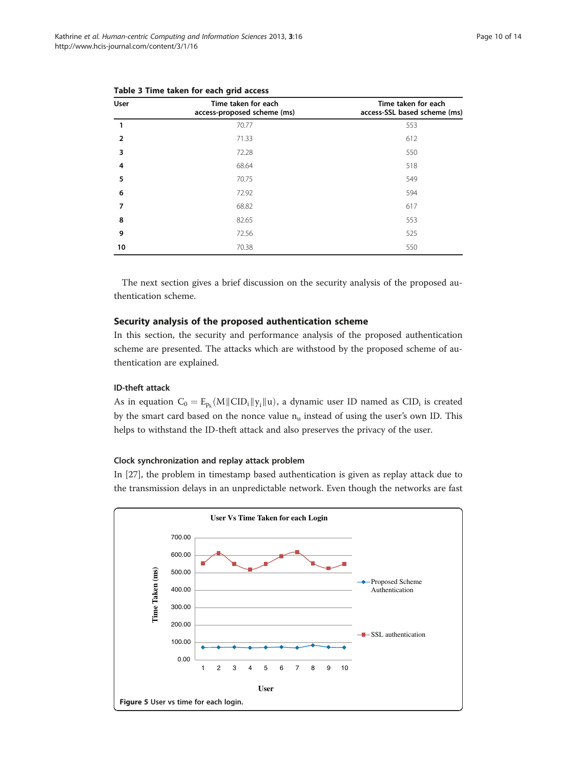**Table 3 Time taken for each grid access**

| User | Time taken for each access-proposed scheme (ms) | Time taken for each access-SSL based scheme (ms) |
|---|---|---|
| **1** | 70.77 | 553 |
| **2** | 71.33 | 612 |
| **3** | 72.28 | 550 |
| **4** | 68.64 | 518 |
| **5** | 70.75 | 549 |
| **6** | 72.92 | 594 |
| **7** | 68.82 | 617 |
| **8** | 82.65 | 553 |
| **9** | 72.56 | 525 |
| **10** | 70.38 | 550 |

The next section gives a brief discussion on the security analysis of the proposed authentication scheme.

## Security analysis of the proposed authentication scheme

In this section, the security and performance analysis of the proposed authentication scheme are presented. The attacks which are withstood by the proposed scheme of authentication are explained.

### ID-theft attack

As in equation $C_0 = E_{p_k}(M \| CID_i \| y_i \| u)$, a dynamic user ID named as $CID_i$ is created by the smart card based on the nonce value $n_u$ instead of using the user's own ID. This helps to withstand the ID-theft attack and also preserves the privacy of the user.

### Clock synchronization and replay attack problem

In [27], the problem in timestamp based authentication is given as replay attack due to the transmission delays in an unpredictable network. Even though the networks are fast

**Figure 5** User vs time for each login.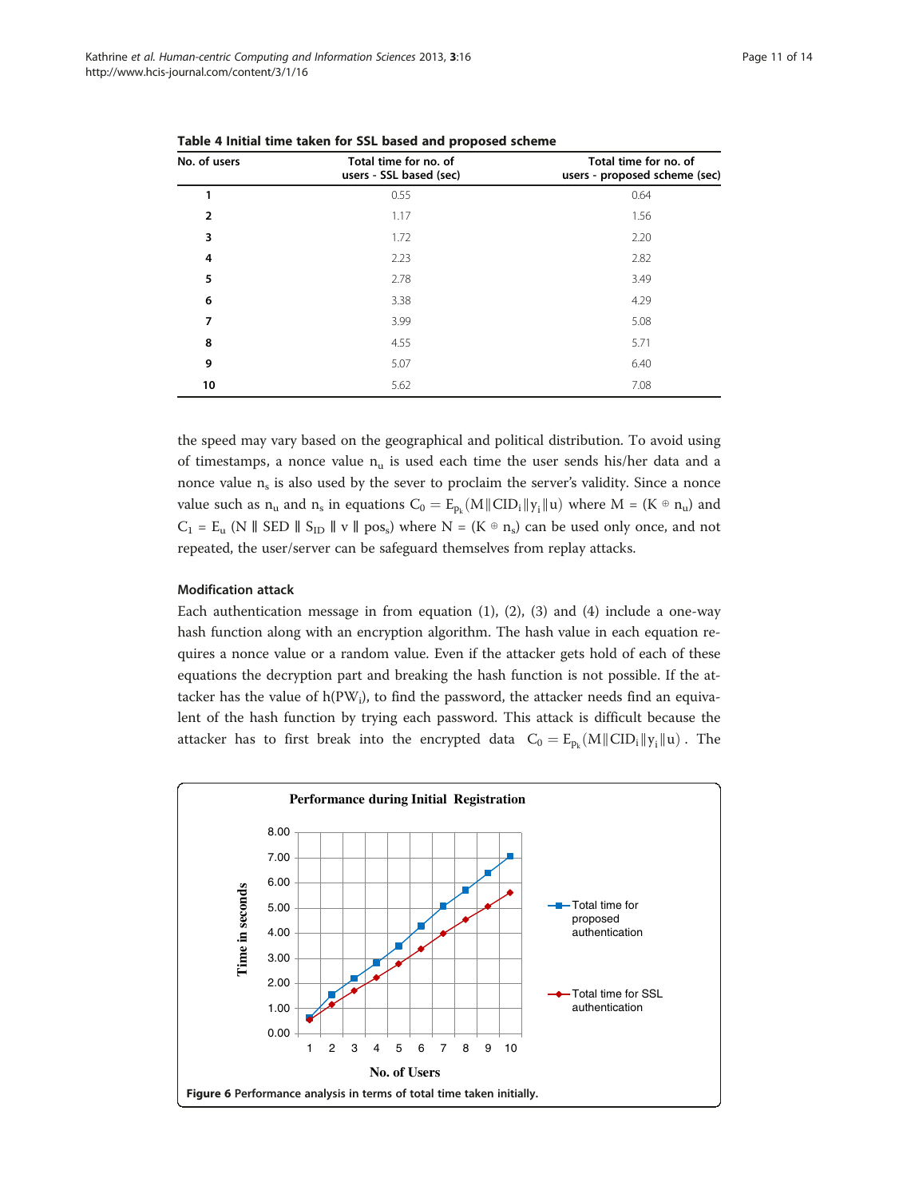**Table 4 Initial time taken for SSL based and proposed scheme**

| No. of users | Total time for no. of users - SSL based (sec) | Total time for no. of users - proposed scheme (sec) |
|---|---|---|
| 1 | 0.55 | 0.64 |
| 2 | 1.17 | 1.56 |
| 3 | 1.72 | 2.20 |
| 4 | 2.23 | 2.82 |
| 5 | 2.78 | 3.49 |
| 6 | 3.38 | 4.29 |
| 7 | 3.99 | 5.08 |
| 8 | 4.55 | 5.71 |
| 9 | 5.07 | 6.40 |
| 10 | 5.62 | 7.08 |

the speed may vary based on the geographical and political distribution. To avoid using of timestamps, a nonce value $n_u$ is used each time the user sends his/her data and a nonce value $n_s$ is also used by the sever to proclaim the server's validity. Since a nonce value such as $n_u$ and $n_s$ in equations $C_0 = E_{p_k}(M\|CID_i\|y_i\|u)$ where $M = (K \oplus n_u)$ and $C_1 = E_u\ (N \| SED \| S_{ID} \| v \| pos_s)$ where $N = (K \oplus n_s)$ can be used only once, and not repeated, the user/server can be safeguard themselves from replay attacks.

### Modification attack

Each authentication message in from equation (1), (2), (3) and (4) include a one-way hash function along with an encryption algorithm. The hash value in each equation requires a nonce value or a random value. Even if the attacker gets hold of each of these equations the decryption part and breaking the hash function is not possible. If the attacker has the value of $h(PW_i)$, to find the password, the attacker needs find an equivalent of the hash function by trying each password. This attack is difficult because the attacker has to first break into the encrypted data $C_0 = E_{p_k}(M\|CID_i\|y_i\|u)$. The

**Figure 6** Performance analysis in terms of total time taken initially.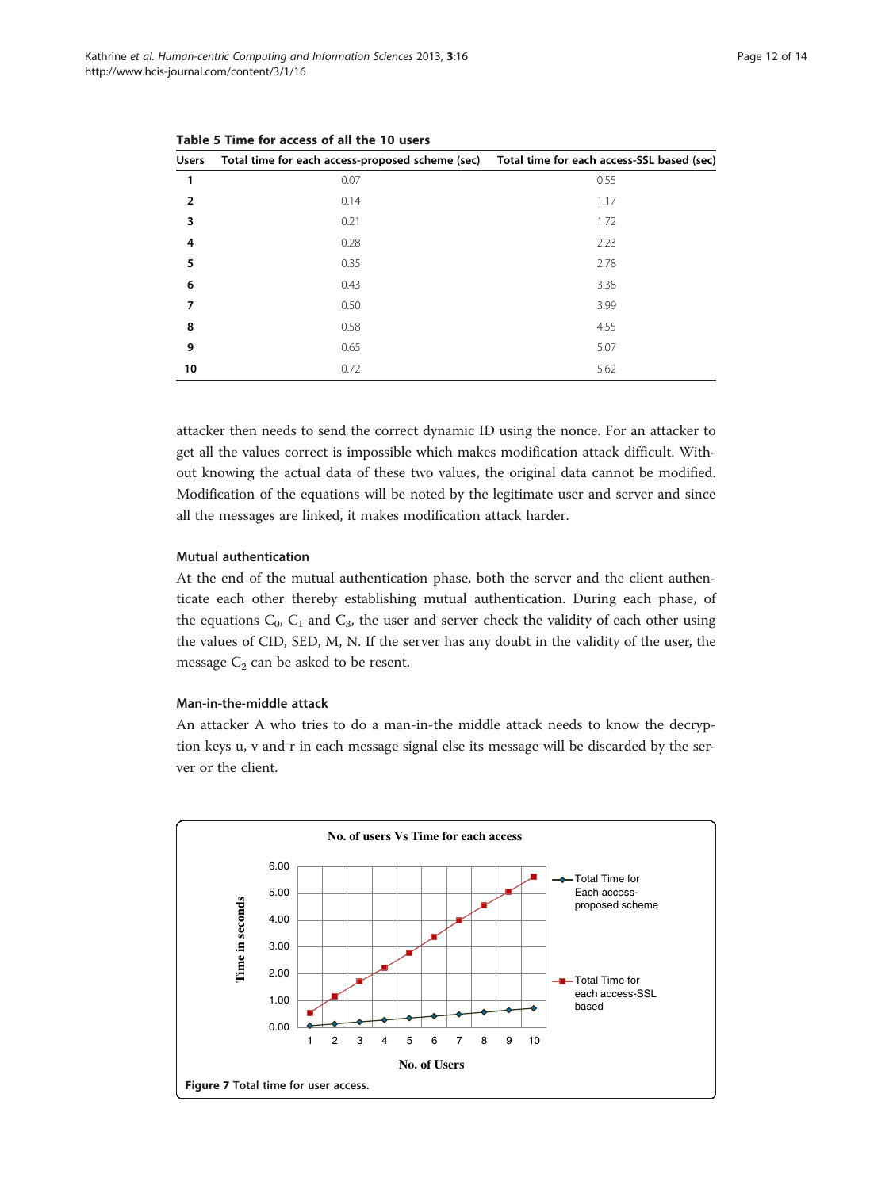**Table 5 Time for access of all the 10 users**

| Users | Total time for each access-proposed scheme (sec) | Total time for each access-SSL based (sec) |
|---|---|---|
| 1 | 0.07 | 0.55 |
| 2 | 0.14 | 1.17 |
| 3 | 0.21 | 1.72 |
| 4 | 0.28 | 2.23 |
| 5 | 0.35 | 2.78 |
| 6 | 0.43 | 3.38 |
| 7 | 0.50 | 3.99 |
| 8 | 0.58 | 4.55 |
| 9 | 0.65 | 5.07 |
| 10 | 0.72 | 5.62 |

attacker then needs to send the correct dynamic ID using the nonce. For an attacker to get all the values correct is impossible which makes modification attack difficult. Without knowing the actual data of these two values, the original data cannot be modified. Modification of the equations will be noted by the legitimate user and server and since all the messages are linked, it makes modification attack harder.

#### Mutual authentication

At the end of the mutual authentication phase, both the server and the client authenticate each other thereby establishing mutual authentication. During each phase, of the equations $C_0$, $C_1$ and $C_3$, the user and server check the validity of each other using the values of CID, SED, M, N. If the server has any doubt in the validity of the user, the message $C_2$ can be asked to be resent.

#### Man-in-the-middle attack

An attacker A who tries to do a man-in-the middle attack needs to know the decryption keys u, v and r in each message signal else its message will be discarded by the server or the client.

**Figure 7** Total time for user access.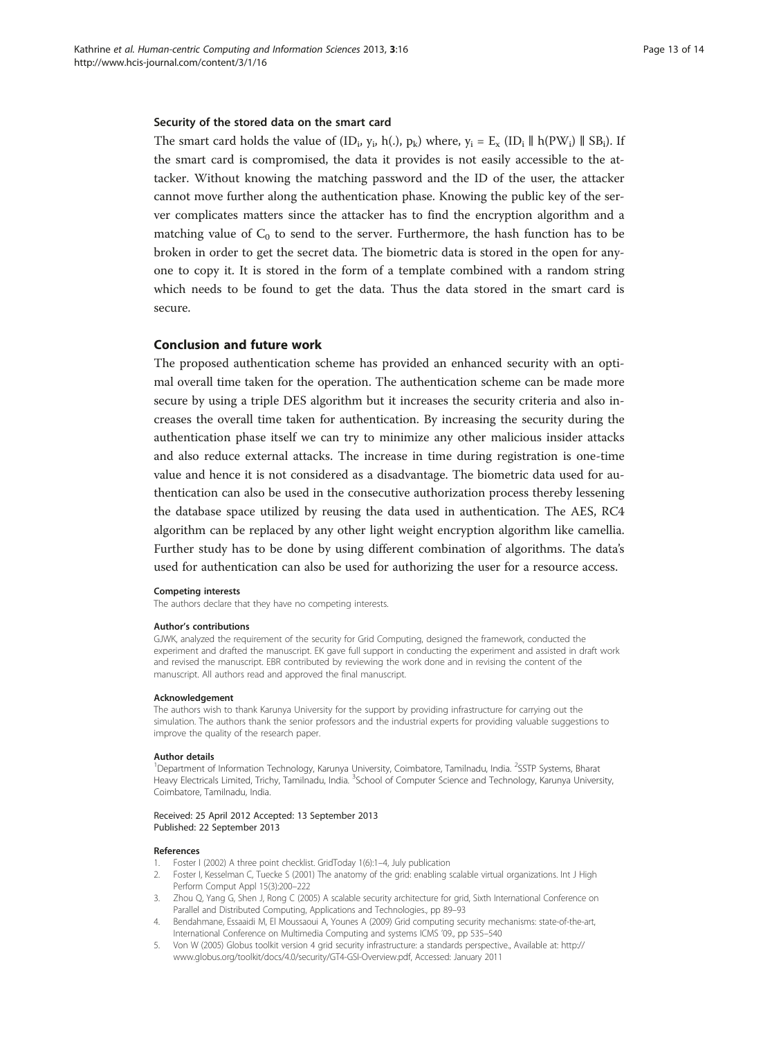### Security of the stored data on the smart card

The smart card holds the value of ($ID_i$, $y_i$, h(.), $p_k$) where, $y_i = E_x (ID_i \| h(PW_i) \| SB_i)$. If the smart card is compromised, the data it provides is not easily accessible to the attacker. Without knowing the matching password and the ID of the user, the attacker cannot move further along the authentication phase. Knowing the public key of the server complicates matters since the attacker has to find the encryption algorithm and a matching value of $C_0$ to send to the server. Furthermore, the hash function has to be broken in order to get the secret data. The biometric data is stored in the open for anyone to copy it. It is stored in the form of a template combined with a random string which needs to be found to get the data. Thus the data stored in the smart card is secure.

## Conclusion and future work

The proposed authentication scheme has provided an enhanced security with an optimal overall time taken for the operation. The authentication scheme can be made more secure by using a triple DES algorithm but it increases the security criteria and also increases the overall time taken for authentication. By increasing the security during the authentication phase itself we can try to minimize any other malicious insider attacks and also reduce external attacks. The increase in time during registration is one-time value and hence it is not considered as a disadvantage. The biometric data used for authentication can also be used in the consecutive authorization process thereby lessening the database space utilized by reusing the data used in authentication. The AES, RC4 algorithm can be replaced by any other light weight encryption algorithm like camellia. Further study has to be done by using different combination of algorithms. The data's used for authentication can also be used for authorizing the user for a resource access.

#### Competing interests

The authors declare that they have no competing interests.

#### Author's contributions

GJWK, analyzed the requirement of the security for Grid Computing, designed the framework, conducted the experiment and drafted the manuscript. EK gave full support in conducting the experiment and assisted in draft work and revised the manuscript. EBR contributed by reviewing the work done and in revising the content of the manuscript. All authors read and approved the final manuscript.

#### Acknowledgement

The authors wish to thank Karunya University for the support by providing infrastructure for carrying out the simulation. The authors thank the senior professors and the industrial experts for providing valuable suggestions to improve the quality of the research paper.

#### Author details

[1]Department of Information Technology, Karunya University, Coimbatore, Tamilnadu, India. [2]SSTP Systems, Bharat Heavy Electricals Limited, Trichy, Tamilnadu, India. [3]School of Computer Science and Technology, Karunya University, Coimbatore, Tamilnadu, India.

Received: 25 April 2012 Accepted: 13 September 2013
Published: 22 September 2013

#### References

1. Foster I (2002) A three point checklist. GridToday 1(6):1–4, July publication
2. Foster I, Kesselman C, Tuecke S (2001) The anatomy of the grid: enabling scalable virtual organizations. Int J High Perform Comput Appl 15(3):200–222
3. Zhou Q, Yang G, Shen J, Rong C (2005) A scalable security architecture for grid, Sixth International Conference on Parallel and Distributed Computing, Applications and Technologies., pp 89–93
4. Bendahmane, Essaaidi M, El Moussaoui A, Younes A (2009) Grid computing security mechanisms: state-of-the-art, International Conference on Multimedia Computing and systems ICMS '09., pp 535–540
5. Von W (2005) Globus toolkit version 4 grid security infrastructure: a standards perspective., Available at: http://www.globus.org/toolkit/docs/4.0/security/GT4-GSI-Overview.pdf, Accessed: January 2011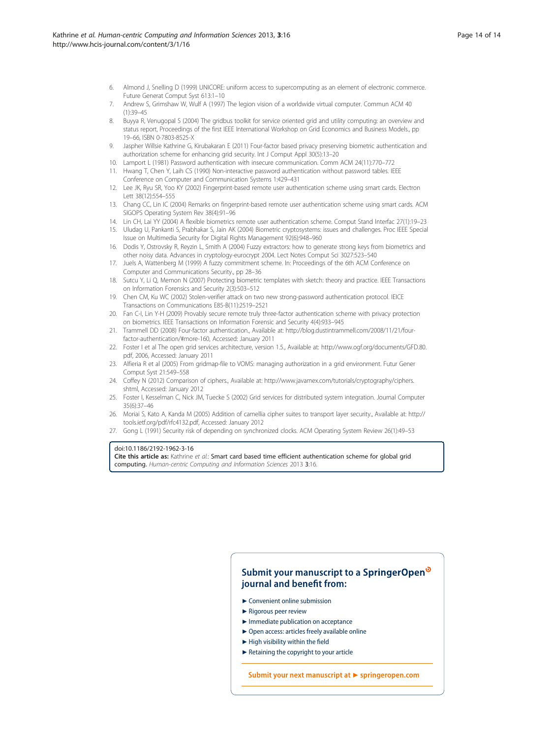6. Almond J, Snelling D (1999) UNICORE: uniform access to supercomputing as an element of electronic commerce. Future Generat Comput Syst 613:1–10
7. Andrew S, Grimshaw W, Wulf A (1997) The legion vision of a worldwide virtual computer. Commun ACM 40 (1):39–45
8. Buyya R, Venugopal S (2004) The gridbus toolkit for service oriented grid and utility computing: an overview and status report, Proceedings of the first IEEE International Workshop on Grid Economics and Business Models., pp 19–66, ISBN 0-7803-8525-X
9. Jaspher Willsie Kathrine G, Kirubakaran E (2011) Four-factor based privacy preserving biometric authentication and authorization scheme for enhancing grid security. Int J Comput Appl 30(5):13–20
10. Lamport L (1981) Password authentication with insecure communication. Comm ACM 24(11):770–772
11. Hwang T, Chen Y, Laih CS (1990) Non-interactive password authentication without password tables. IEEE Conference on Computer and Communication Systems 1:429–431
12. Lee JK, Ryu SR, Yoo KY (2002) Fingerprint-based remote user authentication scheme using smart cards. Electron Lett 38(12):554–555
13. Chang CC, Lin IC (2004) Remarks on fingerprint-based remote user authentication scheme using smart cards. ACM SIGOPS Operating System Rev 38(4):91–96
14. Lin CH, Lai YY (2004) A flexible biometrics remote user authentication scheme. Comput Stand Interfac 27(1):19–23
15. Uludag U, Pankanti S, Prabhakar S, Jain AK (2004) Biometric cryptosystems: issues and challenges. Proc IEEE Special Issue on Multimedia Security for Digital Rights Management 92(6):948–960
16. Dodis Y, Ostrovsky R, Reyzin L, Smith A (2004) Fuzzy extractors: how to generate strong keys from biometrics and other noisy data. Advances in cryptology-eurocrypt 2004. Lect Notes Comput Sci 3027:523–540
17. Juels A, Wattenberg M (1999) A fuzzy commitment scheme. In: Proceedings of the 6th ACM Conference on Computer and Communications Security., pp 28–36
18. Sutcu Y, Li Q, Memon N (2007) Protecting biometric templates with sketch: theory and practice. IEEE Transactions on Information Forensics and Security 2(3):503–512
19. Chen CM, Ku WC (2002) Stolen-verifier attack on two new strong-password authentication protocol. IEICE Transactions on Communications E85-B(11):2519–2521
20. Fan C-I, Lin Y-H (2009) Provably secure remote truly three-factor authentication scheme with privacy protection on biometrics. IEEE Transactions on Information Forensic and Security 4(4):933–945
21. Trammell DD (2008) Four-factor authentication., Available at: http://blog.dustintrammell.com/2008/11/21/four-factor-authentication/#more-160, Accessed: January 2011
22. Foster I et al The open grid services architecture, version 1.5., Available at: http://www.ogf.org/documents/GFD.80.pdf, 2006, Accessed: January 2011
23. Alfieria R et al (2005) From gridmap-file to VOMS: managing authorization in a grid environment. Futur Gener Comput Syst 21:549–558
24. Coffey N (2012) Comparison of ciphers., Available at: http://www.javamex.com/tutorials/cryptography/ciphers.shtml, Accessed: January 2012
25. Foster I, Kesselman C, Nick JM, Tuecke S (2002) Grid services for distributed system integration. Journal Computer 35(6):37–46
26. Moriai S, Kato A, Kanda M (2005) Addition of camellia cipher suites to transport layer security., Available at: http://tools.ietf.org/pdf/rfc4132.pdf, Accessed: January 2012
27. Gong L (1991) Security risk of depending on synchronized clocks. ACM Operating System Review 26(1):49–53

doi:10.1186/2192-1962-3-16

**Cite this article as:** Kathrine *et al.*: Smart card based time efficient authentication scheme for global grid computing. *Human-centric Computing and Information Sciences* 2013 **3**:16.

**Submit your manuscript to a SpringerOpen journal and benefit from:**

- ► Convenient online submission
- ► Rigorous peer review
- ► Immediate publication on acceptance
- ► Open access: articles freely available online
- ► High visibility within the field
- ► Retaining the copyright to your article

**Submit your next manuscript at ► springeropen.com**